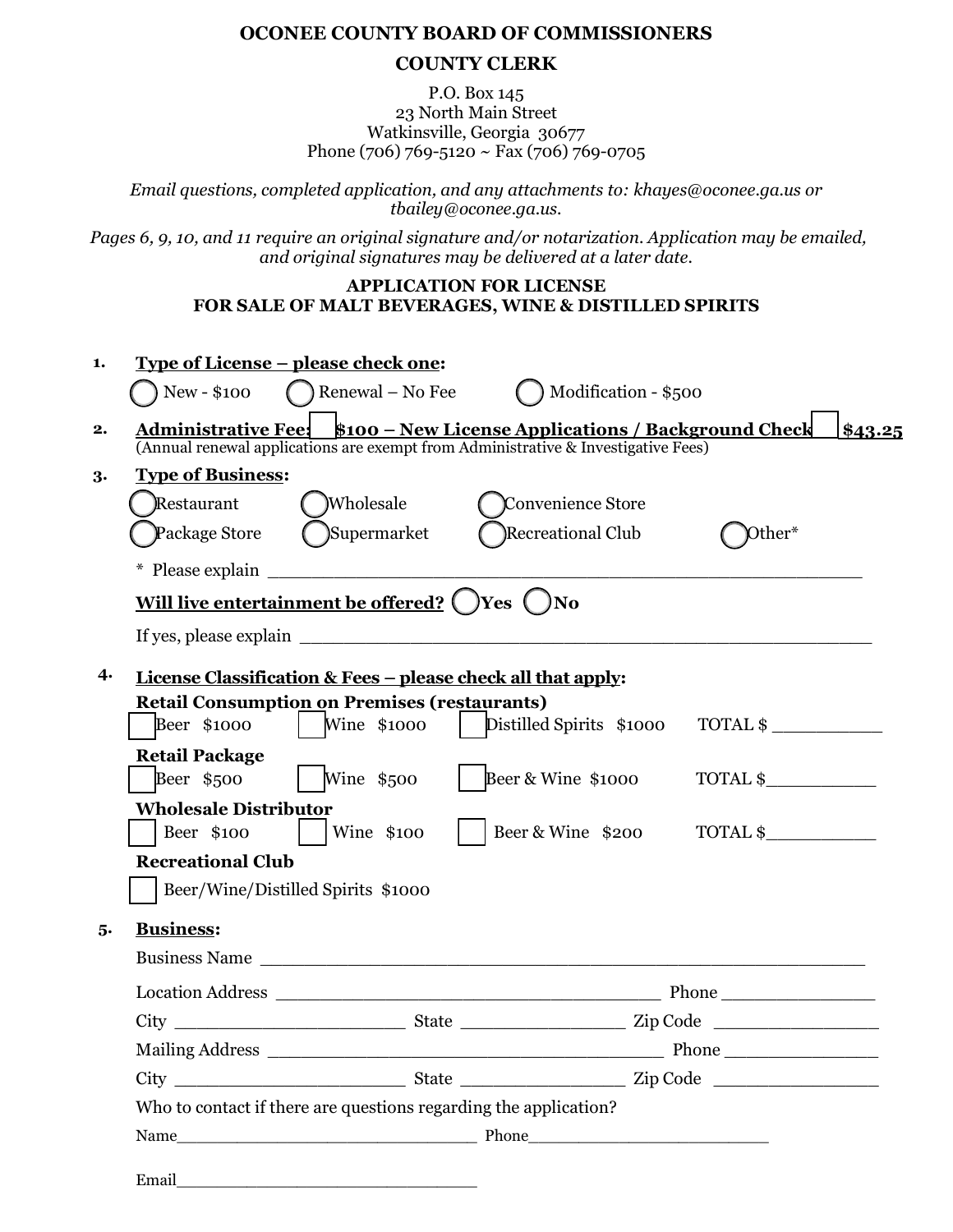# OCONEE COUNTY BOARD OF COMMISSIONERS

## COUNTY CLERK

P.O. Box 145
23 North Main Street
Watkinsville, Georgia 30677
Phone (706) 769-5120 ~ Fax (706) 769-0705

*Email questions, completed application, and any attachments to: khayes@oconee.ga.us or tbailey@oconee.ga.us.*

*Pages 6, 9, 10, and 11 require an original signature and/or notarization. Application may be emailed, and original signatures may be delivered at a later date.*

## APPLICATION FOR LICENSE FOR SALE OF MALT BEVERAGES, WINE & DISTILLED SPIRITS

1. **Type of License – please check one:**

   ◯ New - $100 ◯ Renewal – No Fee ◯ Modification - $500

2. **Administrative Fee: ☐ $100 – New License Applications / Background Check ☐ $43.25**
   (Annual renewal applications are exempt from Administrative & Investigative Fees)

3. **Type of Business:**

   ◯ Restaurant ◯ Wholesale ◯ Convenience Store
   ◯ Package Store ◯ Supermarket ◯ Recreational Club ◯ Other*

   \* Please explain ______________________________________________

   **Will live entertainment be offered?** ◯ **Yes** ◯ **No**

   If yes, please explain ______________________________________________

4. **License Classification & Fees – please check all that apply:**

   **Retail Consumption on Premises (restaurants)**
   ☐ Beer $1000 ☐ Wine $1000 ☐ Distilled Spirits $1000 TOTAL $ __________

   **Retail Package**
   ☐ Beer $500 ☐ Wine $500 ☐ Beer & Wine $1000 TOTAL $__________

   **Wholesale Distributor**
   ☐ Beer $100 ☐ Wine $100 ☐ Beer & Wine $200 TOTAL $__________

   **Recreational Club**
   ☐ Beer/Wine/Distilled Spirits $1000

5. **Business:**

   Business Name ______________________________________________

   Location Address ______________________________ Phone ______________

   City ____________________ State ______________ Zip Code ______________

   Mailing Address ______________________________ Phone ______________

   City ____________________ State ______________ Zip Code ______________

   Who to contact if there are questions regarding the application?

   Name____________________________ Phone______________________

   Email____________________________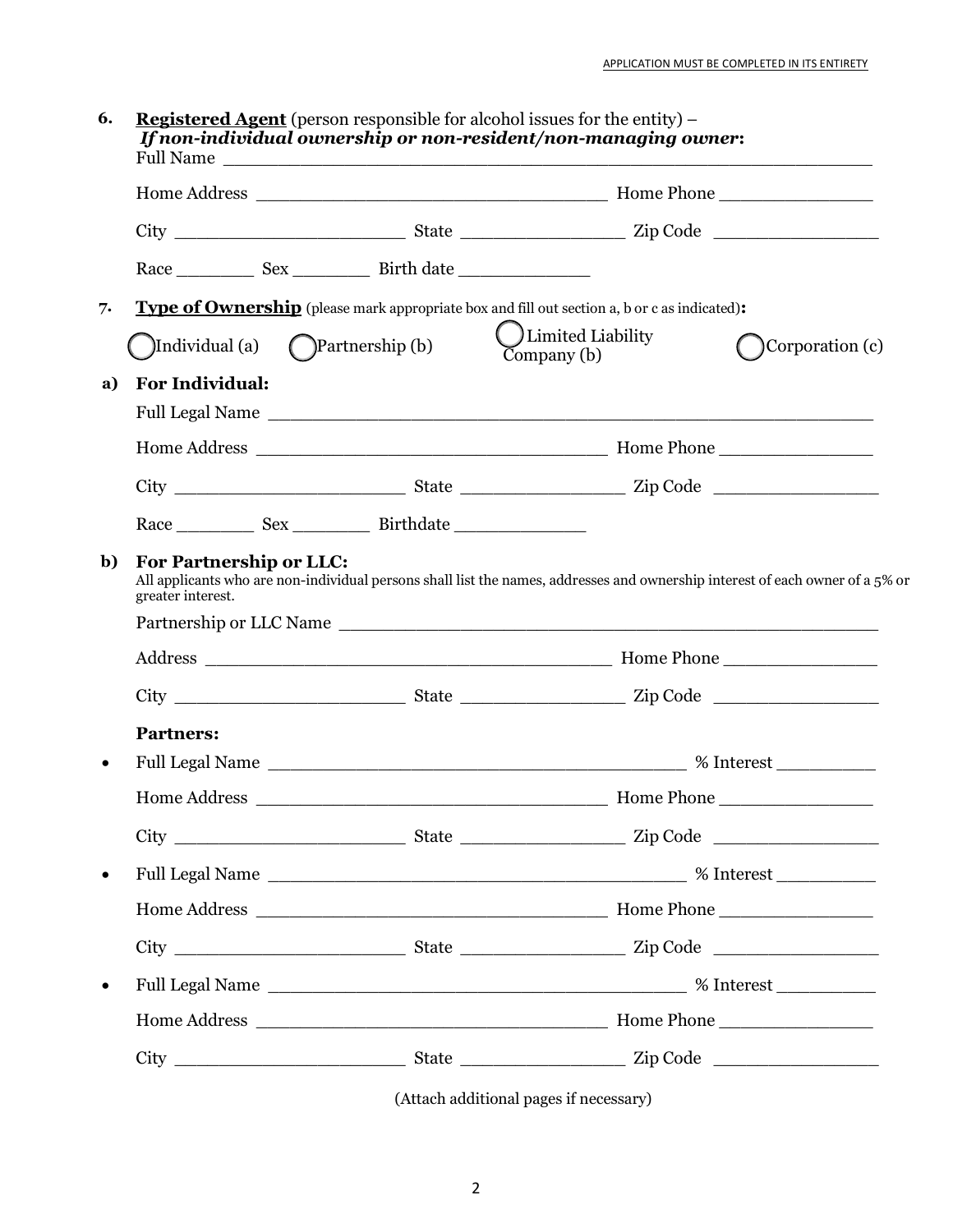APPLICATION MUST BE COMPLETED IN ITS ENTIRETY

**6. Registered Agent** (person responsible for alcohol issues for the entity) – ***If non-individual ownership or non-resident/non-managing owner*:**

Full Name ______________________________________________________________

Home Address ________________________________ Home Phone _______________

City _____________________ State _______________ Zip Code ________________

Race _______ Sex _______ Birth date ____________

**7. Type of Ownership** (please mark appropriate box and fill out section a, b or c as indicated)**:**

◯ Individual (a) ◯ Partnership (b) ◯ Limited Liability Company (b) ◯ Corporation (c)

**a) For Individual:**

Full Legal Name ________________________________________________________

Home Address ________________________________ Home Phone _______________

City _____________________ State _______________ Zip Code ________________

Race _______ Sex _______ Birthdate ____________

**b) For Partnership or LLC:**

All applicants who are non-individual persons shall list the names, addresses and ownership interest of each owner of a 5% or greater interest.

Partnership or LLC Name ________________________________________________

Address ____________________________________ Home Phone _______________

City _____________________ State _______________ Zip Code ________________

**Partners:**

- Full Legal Name _______________________________________ % Interest _________

  Home Address ________________________________ Home Phone _______________

  City _____________________ State _______________ Zip Code ________________

- Full Legal Name _______________________________________ % Interest _________

  Home Address ________________________________ Home Phone _______________

  City _____________________ State _______________ Zip Code ________________

- Full Legal Name _______________________________________ % Interest _________

  Home Address ________________________________ Home Phone _______________

  City _____________________ State _______________ Zip Code ________________

(Attach additional pages if necessary)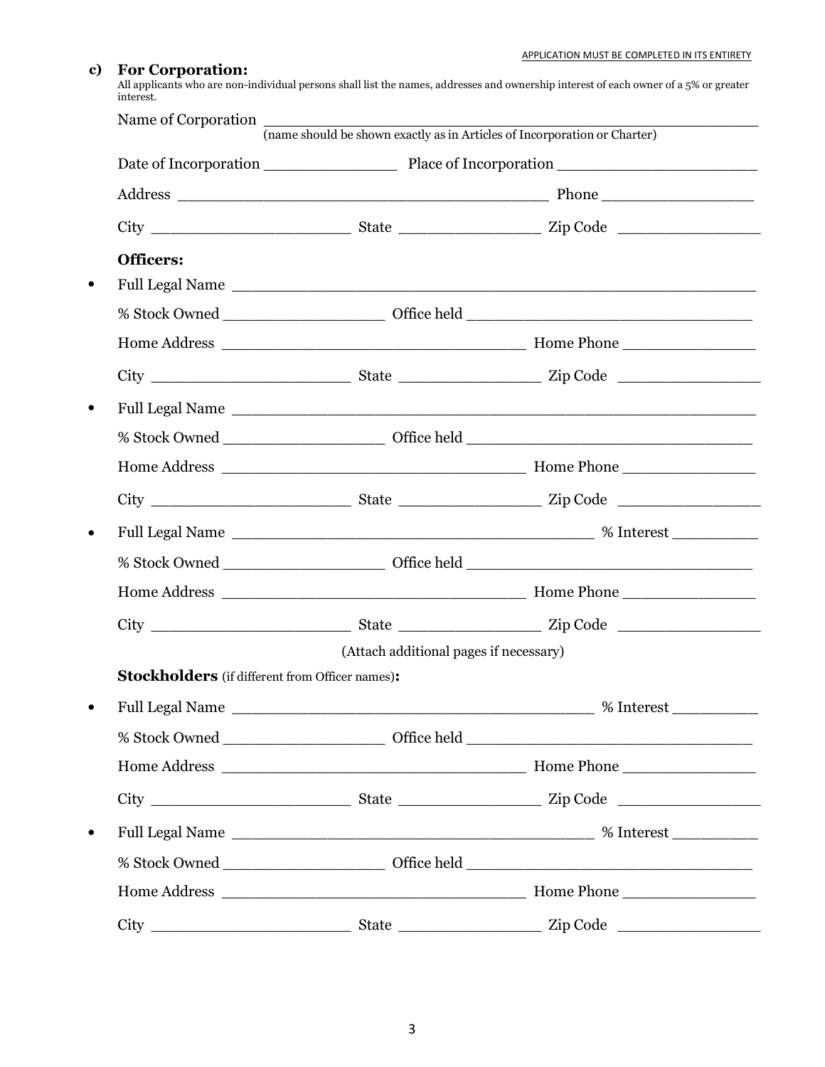APPLICATION MUST BE COMPLETED IN ITS ENTIRETY

**c) For Corporation:**

All applicants who are non-individual persons shall list the names, addresses and ownership interest of each owner of a 5% or greater interest.

Name of Corporation ____________________________________________
(name should be shown exactly as in Articles of Incorporation or Charter)

Date of Incorporation _______________ Place of Incorporation _____________________

Address ________________________________________ Phone _________________

City ______________________ State ________________ Zip Code _______________

**Officers:**

- Full Legal Name _______________________________________________________

  % Stock Owned __________________ Office held _______________________________

  Home Address __________________________________ Home Phone _______________

  City ______________________ State ________________ Zip Code _______________

- Full Legal Name _______________________________________________________

  % Stock Owned __________________ Office held _______________________________

  Home Address __________________________________ Home Phone _______________

  City ______________________ State ________________ Zip Code _______________

- Full Legal Name _________________________________________ % Interest __________

  % Stock Owned __________________ Office held _______________________________

  Home Address __________________________________ Home Phone _______________

  City ______________________ State ________________ Zip Code _______________

(Attach additional pages if necessary)

**Stockholders** (if different from Officer names)**:**

- Full Legal Name _________________________________________ % Interest __________

  % Stock Owned __________________ Office held _______________________________

  Home Address __________________________________ Home Phone _______________

  City ______________________ State ________________ Zip Code _______________

- Full Legal Name _________________________________________ % Interest __________

  % Stock Owned __________________ Office held _______________________________

  Home Address __________________________________ Home Phone _______________

  City ______________________ State ________________ Zip Code _______________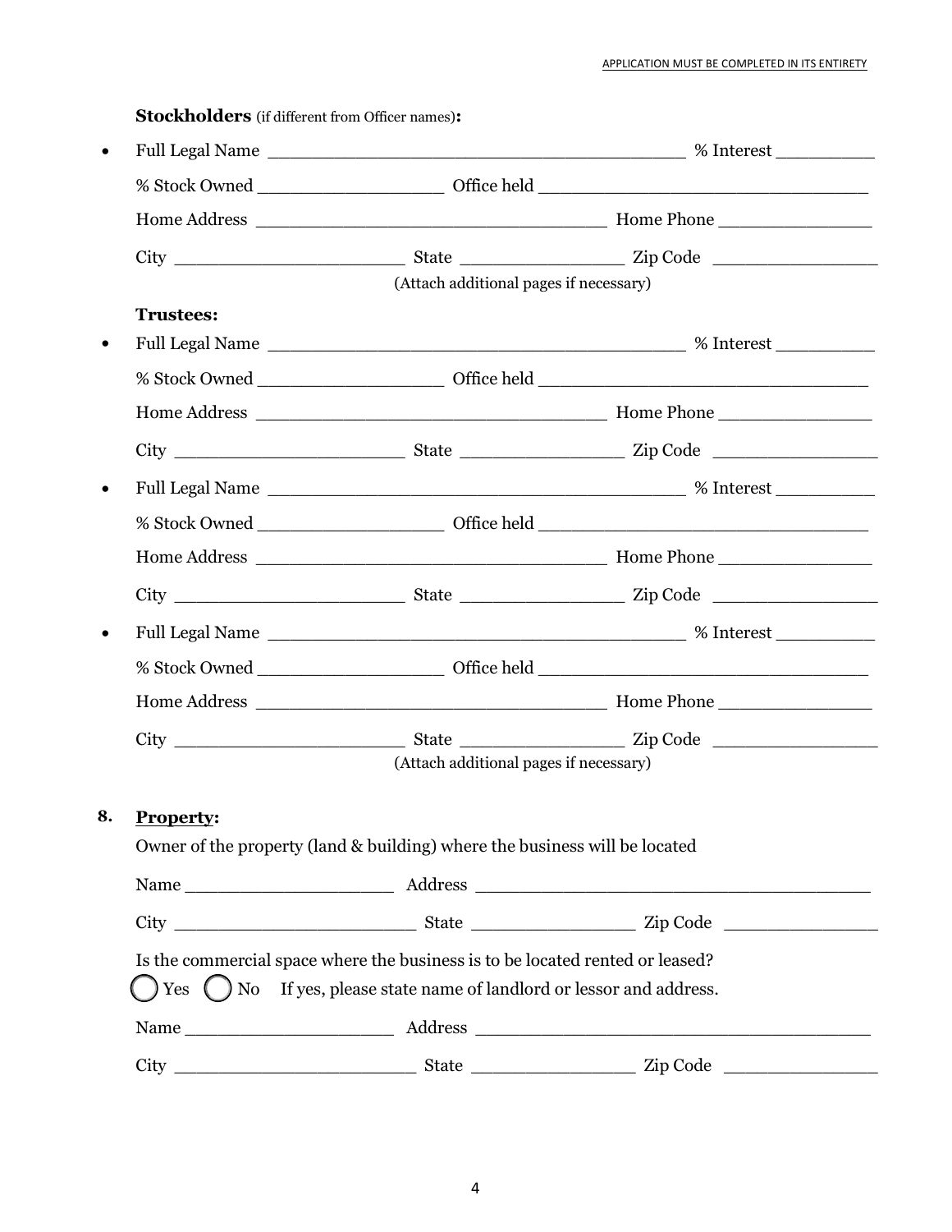**Stockholders** (if different from Officer names)**:**

- Full Legal Name ________________________________________ % Interest __________

  % Stock Owned __________________ Office held ________________________________

  Home Address __________________________________ Home Phone _______________

  City ______________________ State ________________ Zip Code ________________

(Attach additional pages if necessary)

**Trustees:**

- Full Legal Name ________________________________________ % Interest __________

  % Stock Owned __________________ Office held ________________________________

  Home Address __________________________________ Home Phone _______________

  City ______________________ State ________________ Zip Code ________________

- Full Legal Name ________________________________________ % Interest __________

  % Stock Owned __________________ Office held ________________________________

  Home Address __________________________________ Home Phone _______________

  City ______________________ State ________________ Zip Code ________________

- Full Legal Name ________________________________________ % Interest __________

  % Stock Owned __________________ Office held ________________________________

  Home Address __________________________________ Home Phone _______________

  City ______________________ State ________________ Zip Code ________________

(Attach additional pages if necessary)

**8. Property:**

Owner of the property (land & building) where the business will be located

Name ____________________ Address ______________________________________

City _______________________ State ________________ Zip Code _______________

Is the commercial space where the business is to be located rented or leased?

◯ Yes ◯ No If yes, please state name of landlord or lessor and address.

Name ____________________ Address ______________________________________

City _______________________ State ________________ Zip Code _______________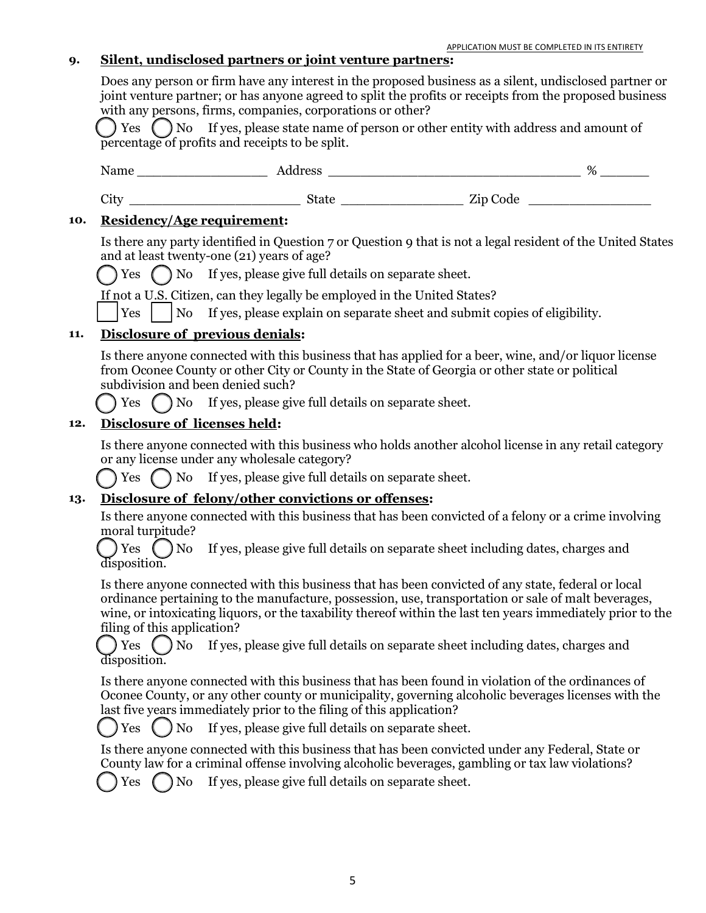APPLICATION MUST BE COMPLETED IN ITS ENTIRETY

**9. Silent, undisclosed partners or joint venture partners:**

Does any person or firm have any interest in the proposed business as a silent, undisclosed partner or joint venture partner; or has anyone agreed to split the profits or receipts from the proposed business with any persons, firms, companies, corporations or other?

◯ Yes ◯ No If yes, please state name of person or other entity with address and amount of percentage of profits and receipts to be split.

Name ________________ Address ________________________________ % ______

City _____________________ State _______________ Zip Code _______________

**10. Residency/Age requirement:**

Is there any party identified in Question 7 or Question 9 that is not a legal resident of the United States and at least twenty-one (21) years of age?

◯ Yes ◯ No If yes, please give full details on separate sheet.

If not a U.S. Citizen, can they legally be employed in the United States?

☐ Yes ☐ No If yes, please explain on separate sheet and submit copies of eligibility.

**11. Disclosure of previous denials:**

Is there anyone connected with this business that has applied for a beer, wine, and/or liquor license from Oconee County or other City or County in the State of Georgia or other state or political subdivision and been denied such?

◯ Yes ◯ No If yes, please give full details on separate sheet.

**12. Disclosure of licenses held:**

Is there anyone connected with this business who holds another alcohol license in any retail category or any license under any wholesale category?

◯ Yes ◯ No If yes, please give full details on separate sheet.

**13. Disclosure of felony/other convictions or offenses:**

Is there anyone connected with this business that has been convicted of a felony or a crime involving moral turpitude?

◯ Yes ◯ No If yes, please give full details on separate sheet including dates, charges and disposition.

Is there anyone connected with this business that has been convicted of any state, federal or local ordinance pertaining to the manufacture, possession, use, transportation or sale of malt beverages, wine, or intoxicating liquors, or the taxability thereof within the last ten years immediately prior to the filing of this application?

◯ Yes ◯ No If yes, please give full details on separate sheet including dates, charges and disposition.

Is there anyone connected with this business that has been found in violation of the ordinances of Oconee County, or any other county or municipality, governing alcoholic beverages licenses with the last five years immediately prior to the filing of this application?

◯ Yes ◯ No If yes, please give full details on separate sheet.

Is there anyone connected with this business that has been convicted under any Federal, State or County law for a criminal offense involving alcoholic beverages, gambling or tax law violations?

◯ Yes ◯ No If yes, please give full details on separate sheet.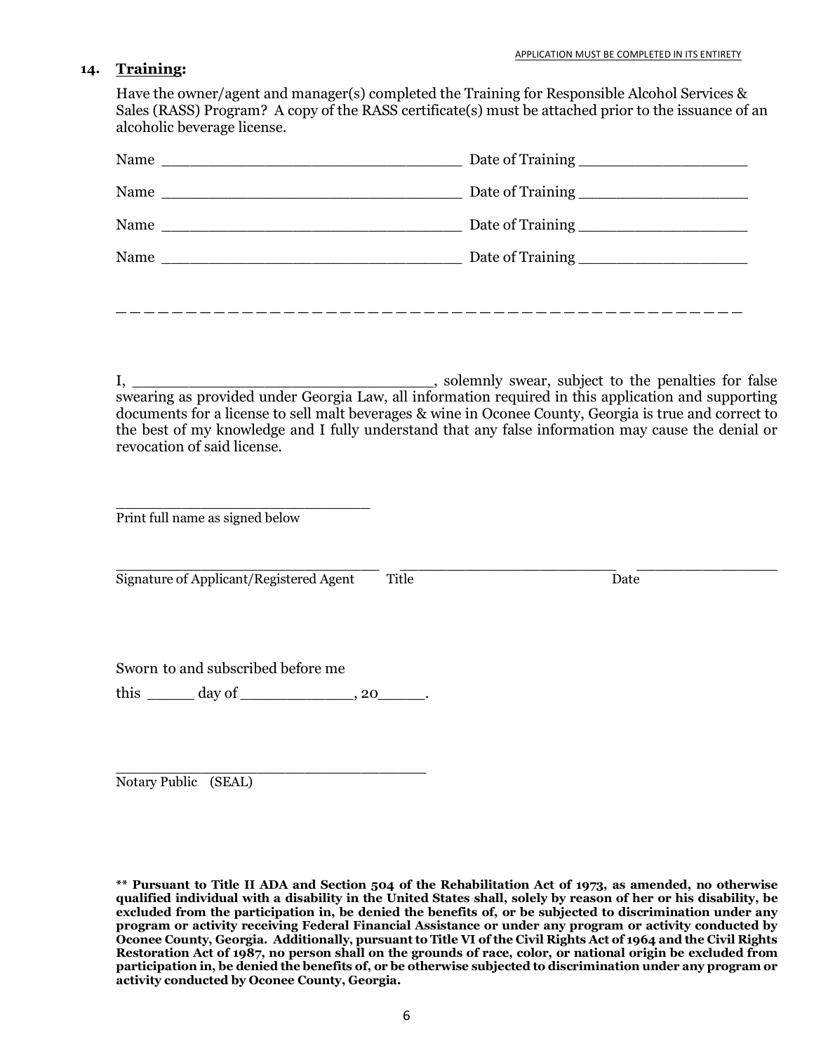APPLICATION MUST BE COMPLETED IN ITS ENTIRETY

**14. Training:**

Have the owner/agent and manager(s) completed the Training for Responsible Alcohol Services & Sales (RASS) Program? A copy of the RASS certificate(s) must be attached prior to the issuance of an alcoholic beverage license.

Name ________________________________ Date of Training __________________

Name ________________________________ Date of Training __________________

Name ________________________________ Date of Training __________________

Name ________________________________ Date of Training __________________

---

I, ________________________________, solemnly swear, subject to the penalties for false swearing as provided under Georgia Law, all information required in this application and supporting documents for a license to sell malt beverages & wine in Oconee County, Georgia is true and correct to the best of my knowledge and I fully understand that any false information may cause the denial or revocation of said license.

____________________________
Print full name as signed below

____________________________ ________________________ ________________
Signature of Applicant/Registered Agent Title Date

Sworn to and subscribed before me

this _____ day of ____________, 20_____.

__________________________________
Notary Public (SEAL)

**\*\* Pursuant to Title II ADA and Section 504 of the Rehabilitation Act of 1973, as amended, no otherwise qualified individual with a disability in the United States shall, solely by reason of her or his disability, be excluded from the participation in, be denied the benefits of, or be subjected to discrimination under any program or activity receiving Federal Financial Assistance or under any program or activity conducted by Oconee County, Georgia. Additionally, pursuant to Title VI of the Civil Rights Act of 1964 and the Civil Rights Restoration Act of 1987, no person shall on the grounds of race, color, or national origin be excluded from participation in, be denied the benefits of, or be otherwise subjected to discrimination under any program or activity conducted by Oconee County, Georgia.**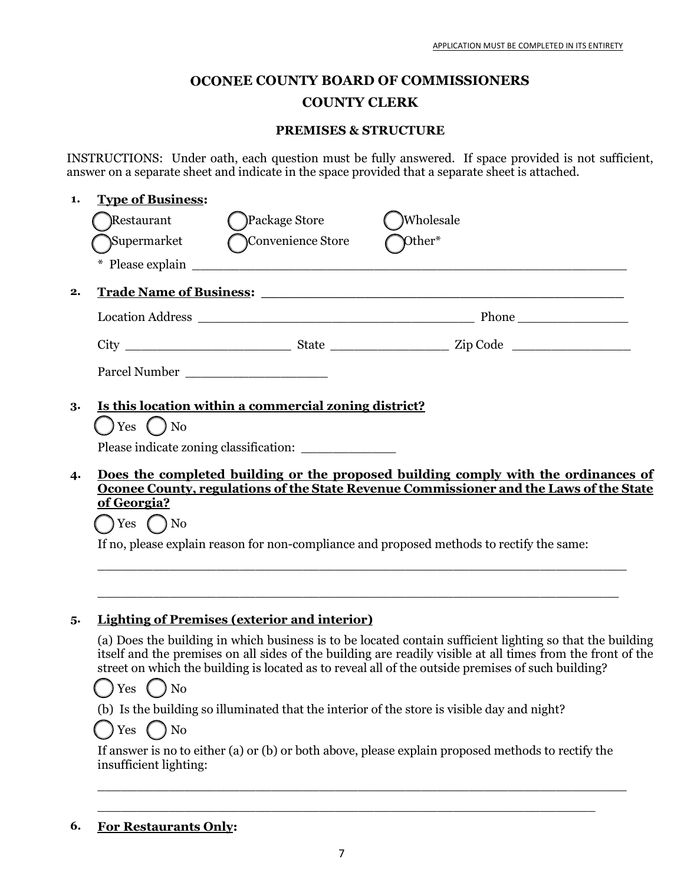APPLICATION MUST BE COMPLETED IN ITS ENTIRETY

# OCONEE COUNTY BOARD OF COMMISSIONERS

## COUNTY CLERK

### PREMISES & STRUCTURE

INSTRUCTIONS: Under oath, each question must be fully answered. If space provided is not sufficient, answer on a separate sheet and indicate in the space provided that a separate sheet is attached.

1. **Type of Business:**

   ◯ Restaurant ◯ Package Store ◯ Wholesale

   ◯ Supermarket ◯ Convenience Store ◯ Other*

   * Please explain ______________________________________________________

2. **Trade Name of Business:** ___________________________________________

   Location Address ____________________________________ Phone _______________

   City ______________________ State ________________ Zip Code ________________

   Parcel Number ___________________

3. **Is this location within a commercial zoning district?**

   ◯ Yes ◯ No

   Please indicate zoning classification: ____________

4. **Does the completed building or the proposed building comply with the ordinances of Oconee County, regulations of the State Revenue Commissioner and the Laws of the State of Georgia?**

   ◯ Yes ◯ No

   If no, please explain reason for non-compliance and proposed methods to rectify the same:

   ________________________________________________________________________

   ________________________________________________________________________

5. **Lighting of Premises (exterior and interior)**

   (a) Does the building in which business is to be located contain sufficient lighting so that the building itself and the premises on all sides of the building are readily visible at all times from the front of the street on which the building is located as to reveal all of the outside premises of such building?

   ◯ Yes ◯ No

   (b) Is the building so illuminated that the interior of the store is visible day and night?

   ◯ Yes ◯ No

   If answer is no to either (a) or (b) or both above, please explain proposed methods to rectify the insufficient lighting:

   ________________________________________________________________________

   ________________________________________________________________________

6. **For Restaurants Only:**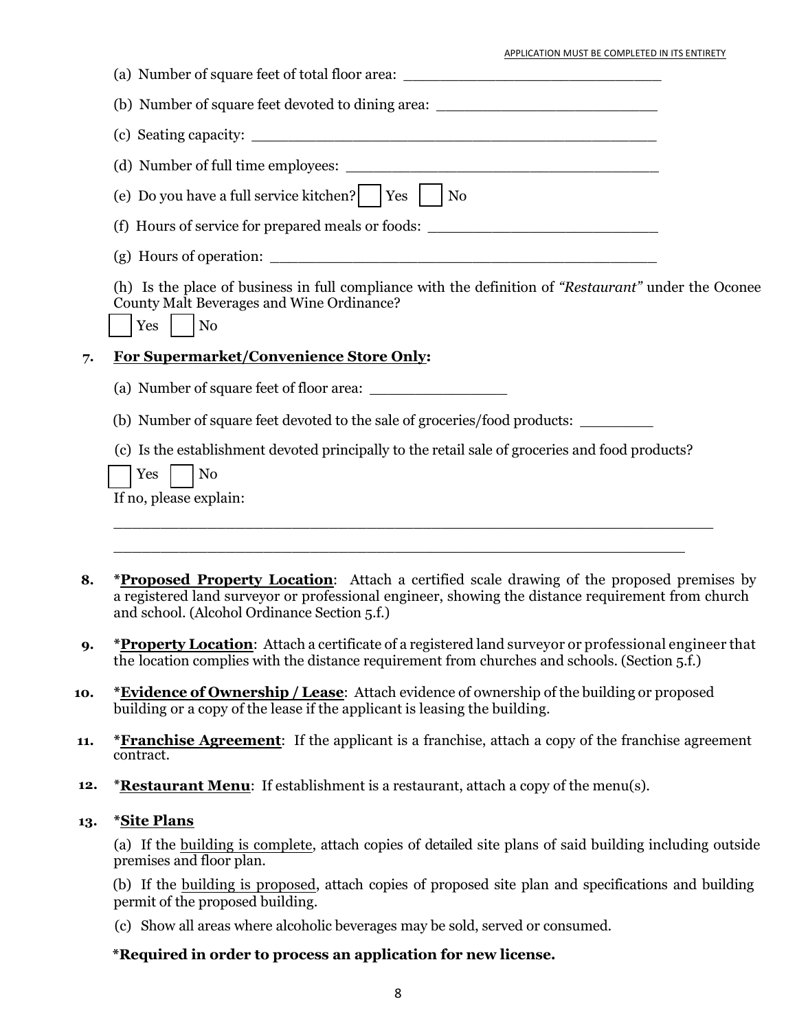APPLICATION MUST BE COMPLETED IN ITS ENTIRETY

(a) Number of square feet of total floor area: ____________________________

(b) Number of square feet devoted to dining area: ________________________

(c) Seating capacity: ______________________________________________

(d) Number of full time employees: __________________________________

(e) Do you have a full service kitchen? ☐ Yes ☐ No

(f) Hours of service for prepared meals or foods: _________________________

(g) Hours of operation: ____________________________________________

(h) Is the place of business in full compliance with the definition of *"Restaurant"* under the Oconee County Malt Beverages and Wine Ordinance?

☐ Yes ☐ No

7. **For Supermarket/Convenience Store Only:**

(a) Number of square feet of floor area: _______________

(b) Number of square feet devoted to the sale of groceries/food products: ________

(c) Is the establishment devoted principally to the retail sale of groceries and food products?

☐ Yes ☐ No

If no, please explain:

_______________________________________________________________

_______________________________________________________________

8. ***Proposed Property Location**: Attach a certified scale drawing of the proposed premises by a registered land surveyor or professional engineer, showing the distance requirement from church and school. (Alcohol Ordinance Section 5.f.)

9. ***Property Location**: Attach a certificate of a registered land surveyor or professional engineer that the location complies with the distance requirement from churches and schools. (Section 5.f.)

10. ***Evidence of Ownership / Lease**: Attach evidence of ownership of the building or proposed building or a copy of the lease if the applicant is leasing the building.

11. ***Franchise Agreement**: If the applicant is a franchise, attach a copy of the franchise agreement contract.

12. ***Restaurant Menu**: If establishment is a restaurant, attach a copy of the menu(s).

13. ***Site Plans**

(a) If the building is complete, attach copies of detailed site plans of said building including outside premises and floor plan.

(b) If the building is proposed, attach copies of proposed site plan and specifications and building permit of the proposed building.

(c) Show all areas where alcoholic beverages may be sold, served or consumed.

**\*Required in order to process an application for new license.**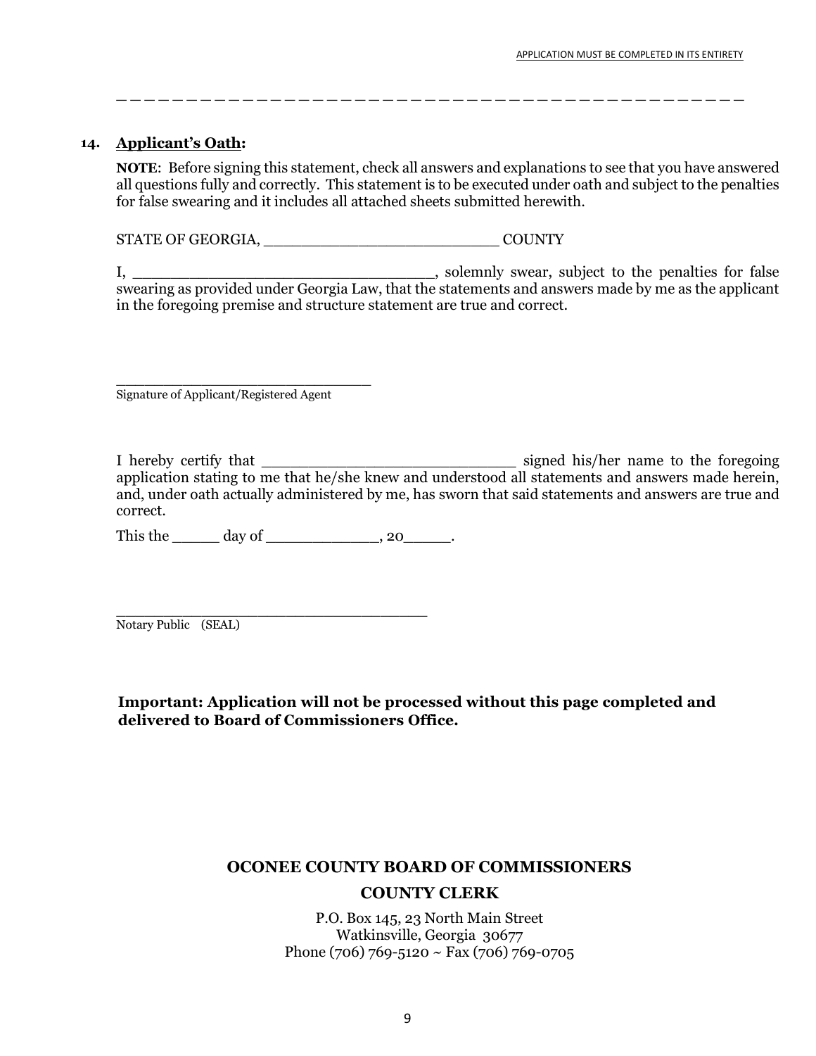APPLICATION MUST BE COMPLETED IN ITS ENTIRETY

_ _ _ _ _ _ _ _ _ _ _ _ _ _ _ _ _ _ _ _ _ _ _ _ _ _ _ _ _ _ _ _ _ _ _ _ _ _ _ _ _ _ _ _ _ _ _ _

**14. Applicant's Oath:**

**NOTE**: Before signing this statement, check all answers and explanations to see that you have answered all questions fully and correctly. This statement is to be executed under oath and subject to the penalties for false swearing and it includes all attached sheets submitted herewith.

STATE OF GEORGIA, ___________________________ COUNTY

I, __________________________________, solemnly swear, subject to the penalties for false swearing as provided under Georgia Law, that the statements and answers made by me as the applicant in the foregoing premise and structure statement are true and correct.

_______________________________
Signature of Applicant/Registered Agent

I hereby certify that ______________________________ signed his/her name to the foregoing application stating to me that he/she knew and understood all statements and answers made herein, and, under oath actually administered by me, has sworn that said statements and answers are true and correct.

This the _____ day of ____________, 20_____.

_____________________________________
Notary Public (SEAL)

**Important: Application will not be processed without this page completed and delivered to Board of Commissioners Office.**

**OCONEE COUNTY BOARD OF COMMISSIONERS**

**COUNTY CLERK**

P.O. Box 145, 23 North Main Street
Watkinsville, Georgia 30677
Phone (706) 769-5120 ~ Fax (706) 769-0705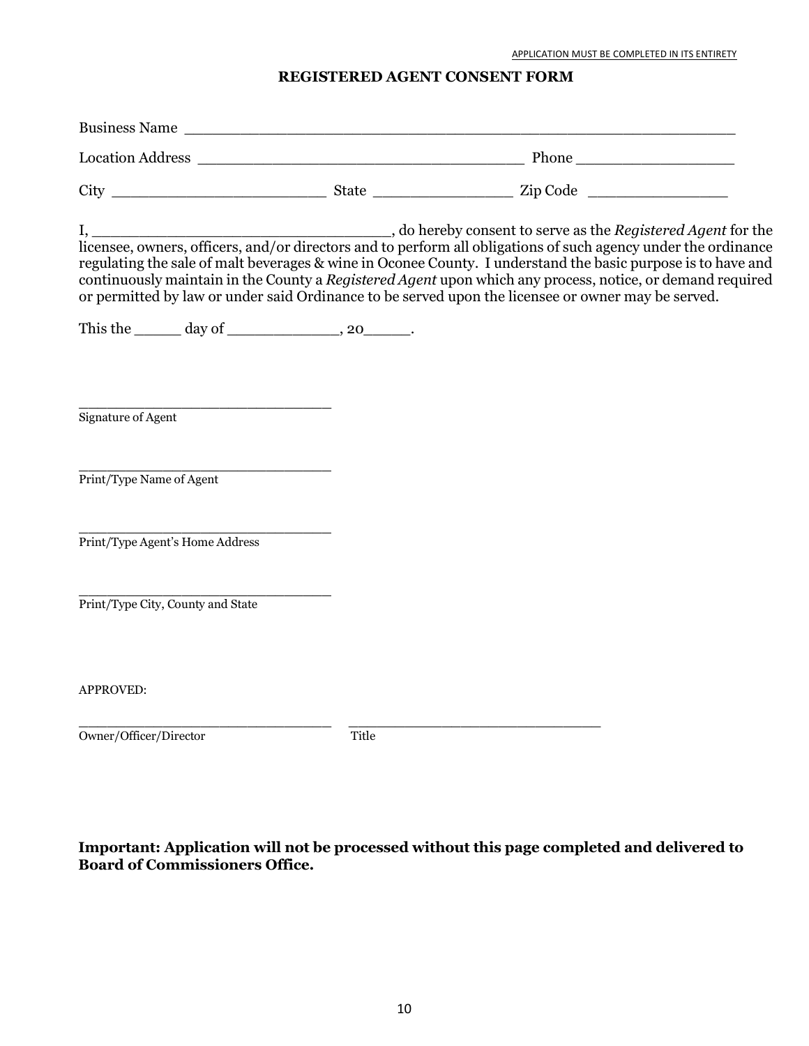APPLICATION MUST BE COMPLETED IN ITS ENTIRETY

# REGISTERED AGENT CONSENT FORM

Business Name ___________________________________________________________

Location Address ____________________________________ Phone __________________

City ________________________ State ________________ Zip Code ________________

I, _________________________________, do hereby consent to serve as the *Registered Agent* for the licensee, owners, officers, and/or directors and to perform all obligations of such agency under the ordinance regulating the sale of malt beverages & wine in Oconee County. I understand the basic purpose is to have and continuously maintain in the County a *Registered Agent* upon which any process, notice, or demand required or permitted by law or under said Ordinance to be served upon the licensee or owner may be served.

This the _____ day of ____________, 20_____.

_______________________________
Signature of Agent

_______________________________
Print/Type Name of Agent

_______________________________
Print/Type Agent's Home Address

_______________________________
Print/Type City, County and State

APPROVED:

_______________________________ _______________________________
Owner/Officer/Director Title

**Important: Application will not be processed without this page completed and delivered to Board of Commissioners Office.**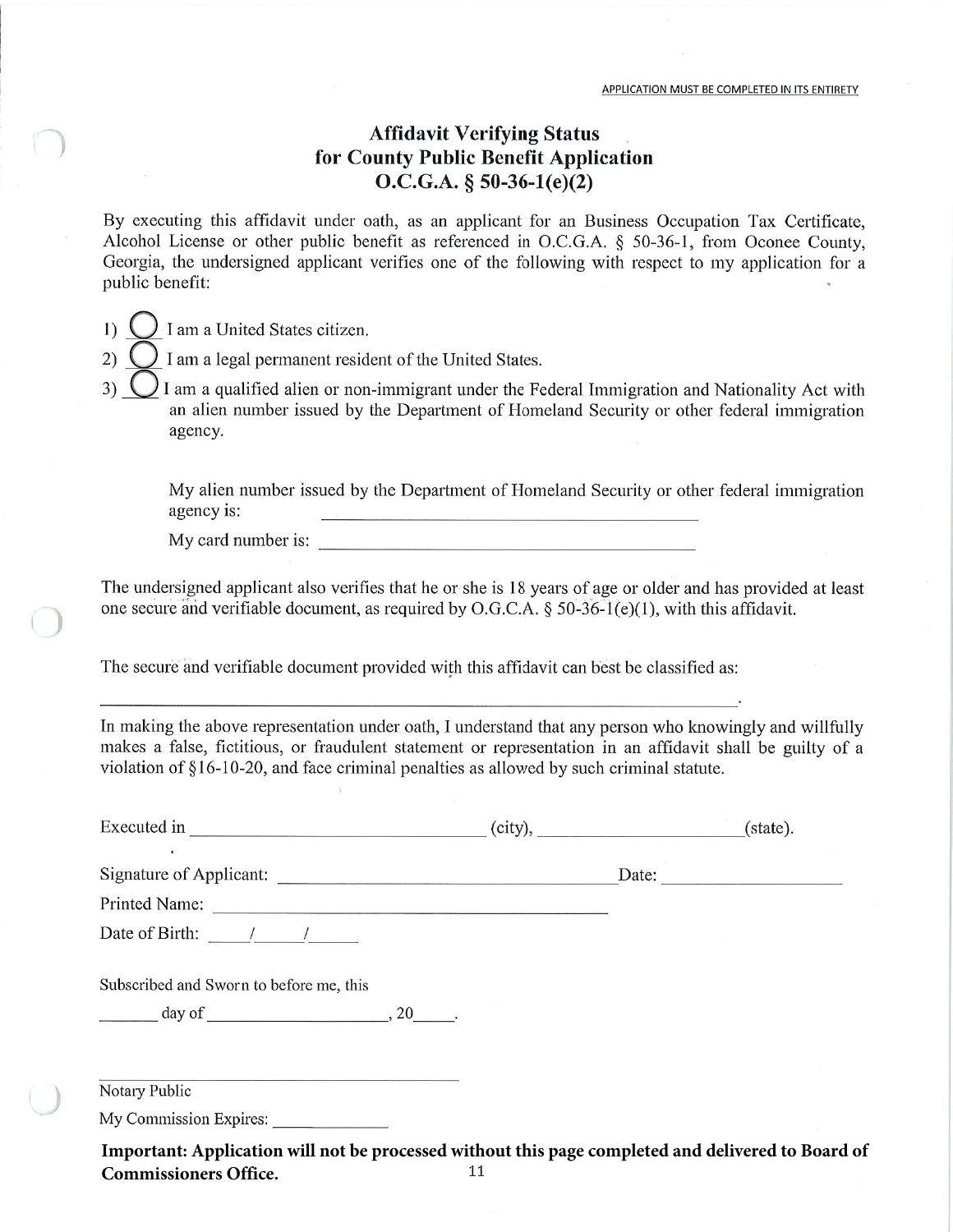APPLICATION MUST BE COMPLETED IN ITS ENTIRETY

# Affidavit Verifying Status for County Public Benefit Application O.C.G.A. § 50-36-1(e)(2)

By executing this affidavit under oath, as an applicant for an Business Occupation Tax Certificate, Alcohol License or other public benefit as referenced in O.C.G.A. § 50-36-1, from Oconee County, Georgia, the undersigned applicant verifies one of the following with respect to my application for a public benefit:

1) ◯ I am a United States citizen.
2) ◯ I am a legal permanent resident of the United States.
3) ◯ I am a qualified alien or non-immigrant under the Federal Immigration and Nationality Act with an alien number issued by the Department of Homeland Security or other federal immigration agency.

My alien number issued by the Department of Homeland Security or other federal immigration agency is: ______________________________

My card number is: ______________________________

The undersigned applicant also verifies that he or she is 18 years of age or older and has provided at least one secure and verifiable document, as required by O.G.C.A. § 50-36-1(e)(1), with this affidavit.

The secure and verifiable document provided with this affidavit can best be classified as:

______________________________________________________.

In making the above representation under oath, I understand that any person who knowingly and willfully makes a false, fictitious, or fraudulent statement or representation in an affidavit shall be guilty of a violation of §16-10-20, and face criminal penalties as allowed by such criminal statute.

Executed in ______________________ (city), ______________________ (state).

Signature of Applicant: ______________________________ Date: ______________

Printed Name: ______________________________

Date of Birth: ____/____/____

Subscribed and Sworn to before me, this

______ day of ________________, 20____.

______________________________
Notary Public

My Commission Expires: ____________

**Important: Application will not be processed without this page completed and delivered to Board of Commissioners Office.**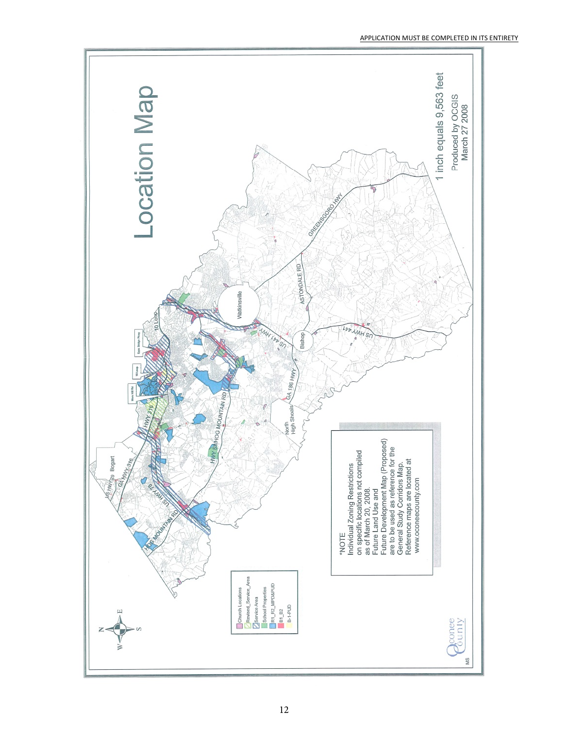APPLICATION MUST BE COMPLETED IN ITS ENTIRETY

# Location Map

1 inch equals 9,563 feet

Produced by OCGIS
March 27 2008

Church Locations
Revised_Service_Area
Service Area
School Properties
R1_R2_MPD&PUD
B1_B2
B-1-PUD

*NOTE
Individual Zoning Restrictions on specific locations not compiled as of March 20, 2008.
Future Land Use and Future Development Map (Proposed) are to be used as reference for the General Study Corridors Map.
Reference maps are located at www.oconeecounty.com

Watkinsville
Bishop
North High Shoals
Bogart
US HWY 29
GA HWY 316
US HWY 78
HOG MOUNTAIN RD
US HWY 441
GA 186 HWY
ASTONDALE RD
GREENSBORO HWY
HWY 53/HOG MOUNTAIN RD
HWY 316
Mars Hill Rd
10 Loop
Epps Bridge Pkwy

Oconee County

MS